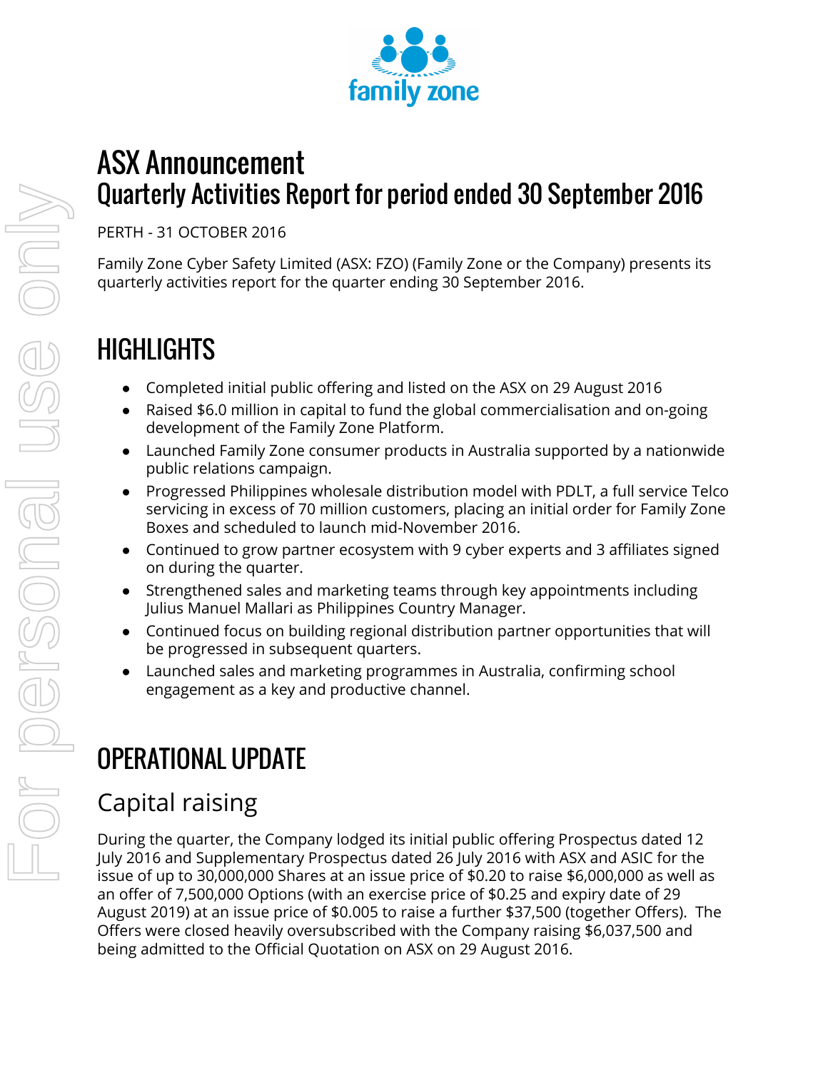# ASX Announcement
# Quarterly Activities Report for period ended 30 September 2016

PERTH - 31 OCTOBER 2016

Family Zone Cyber Safety Limited (ASX: FZO) (Family Zone or the Company) presents its quarterly activities report for the quarter ending 30 September 2016.

## HIGHLIGHTS

- Completed initial public offering and listed on the ASX on 29 August 2016
- Raised $6.0 million in capital to fund the global commercialisation and on-going development of the Family Zone Platform.
- Launched Family Zone consumer products in Australia supported by a nationwide public relations campaign.
- Progressed Philippines wholesale distribution model with PDLT, a full service Telco servicing in excess of 70 million customers, placing an initial order for Family Zone Boxes and scheduled to launch mid-November 2016.
- Continued to grow partner ecosystem with 9 cyber experts and 3 affiliates signed on during the quarter.
- Strengthened sales and marketing teams through key appointments including Julius Manuel Mallari as Philippines Country Manager.
- Continued focus on building regional distribution partner opportunities that will be progressed in subsequent quarters.
- Launched sales and marketing programmes in Australia, confirming school engagement as a key and productive channel.

## OPERATIONAL UPDATE

### Capital raising

During the quarter, the Company lodged its initial public offering Prospectus dated 12 July 2016 and Supplementary Prospectus dated 26 July 2016 with ASX and ASIC for the issue of up to 30,000,000 Shares at an issue price of $0.20 to raise $6,000,000 as well as an offer of 7,500,000 Options (with an exercise price of $0.25 and expiry date of 29 August 2019) at an issue price of $0.005 to raise a further $37,500 (together Offers). The Offers were closed heavily oversubscribed with the Company raising $6,037,500 and being admitted to the Official Quotation on ASX on 29 August 2016.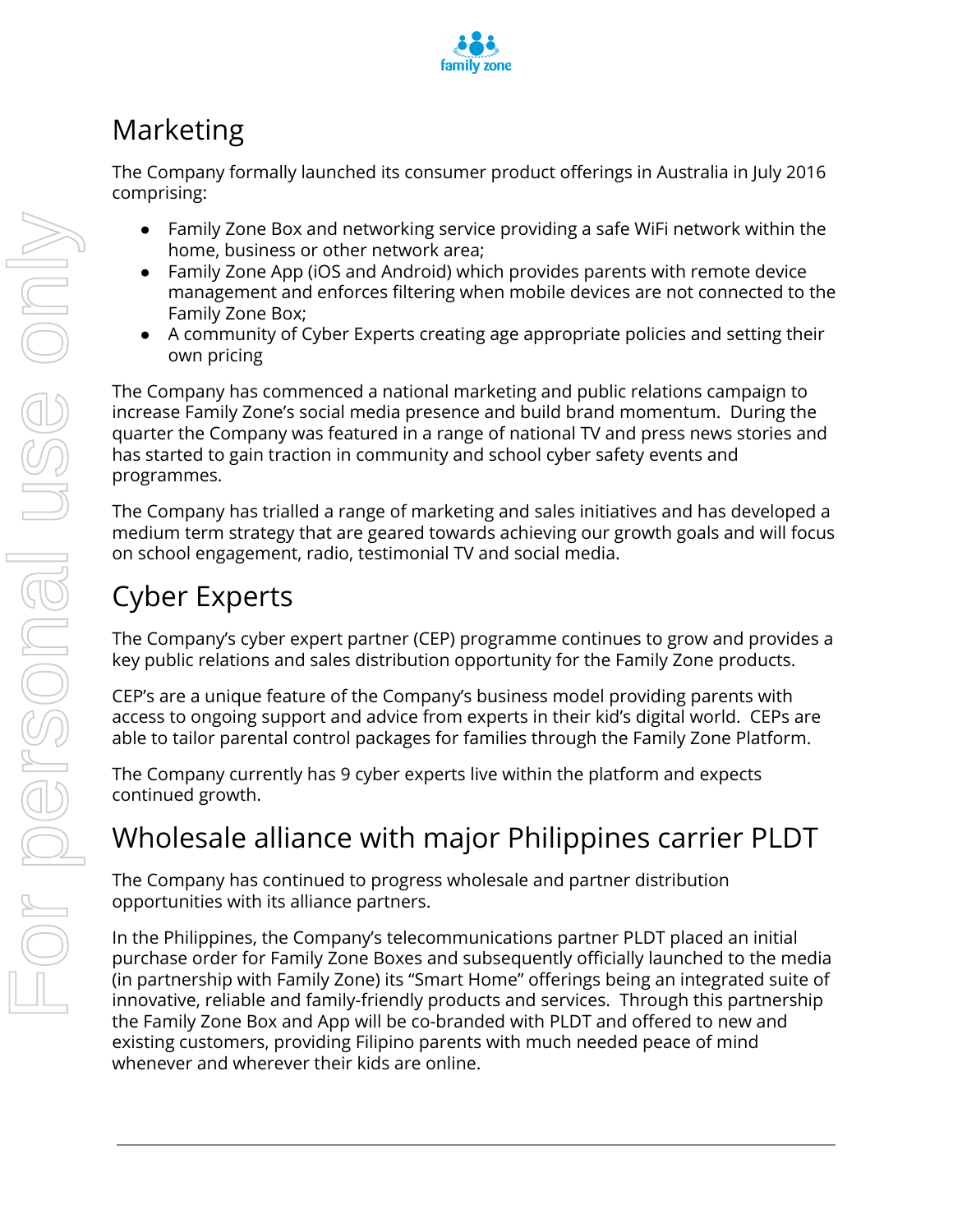## Marketing

The Company formally launched its consumer product offerings in Australia in July 2016 comprising:

- Family Zone Box and networking service providing a safe WiFi network within the home, business or other network area;
- Family Zone App (iOS and Android) which provides parents with remote device management and enforces filtering when mobile devices are not connected to the Family Zone Box;
- A community of Cyber Experts creating age appropriate policies and setting their own pricing

The Company has commenced a national marketing and public relations campaign to increase Family Zone's social media presence and build brand momentum. During the quarter the Company was featured in a range of national TV and press news stories and has started to gain traction in community and school cyber safety events and programmes.

The Company has trialled a range of marketing and sales initiatives and has developed a medium term strategy that are geared towards achieving our growth goals and will focus on school engagement, radio, testimonial TV and social media.

## Cyber Experts

The Company's cyber expert partner (CEP) programme continues to grow and provides a key public relations and sales distribution opportunity for the Family Zone products.

CEP's are a unique feature of the Company's business model providing parents with access to ongoing support and advice from experts in their kid's digital world. CEPs are able to tailor parental control packages for families through the Family Zone Platform.

The Company currently has 9 cyber experts live within the platform and expects continued growth.

## Wholesale alliance with major Philippines carrier PLDT

The Company has continued to progress wholesale and partner distribution opportunities with its alliance partners.

In the Philippines, the Company's telecommunications partner PLDT placed an initial purchase order for Family Zone Boxes and subsequently officially launched to the media (in partnership with Family Zone) its "Smart Home" offerings being an integrated suite of innovative, reliable and family-friendly products and services. Through this partnership the Family Zone Box and App will be co-branded with PLDT and offered to new and existing customers, providing Filipino parents with much needed peace of mind whenever and wherever their kids are online.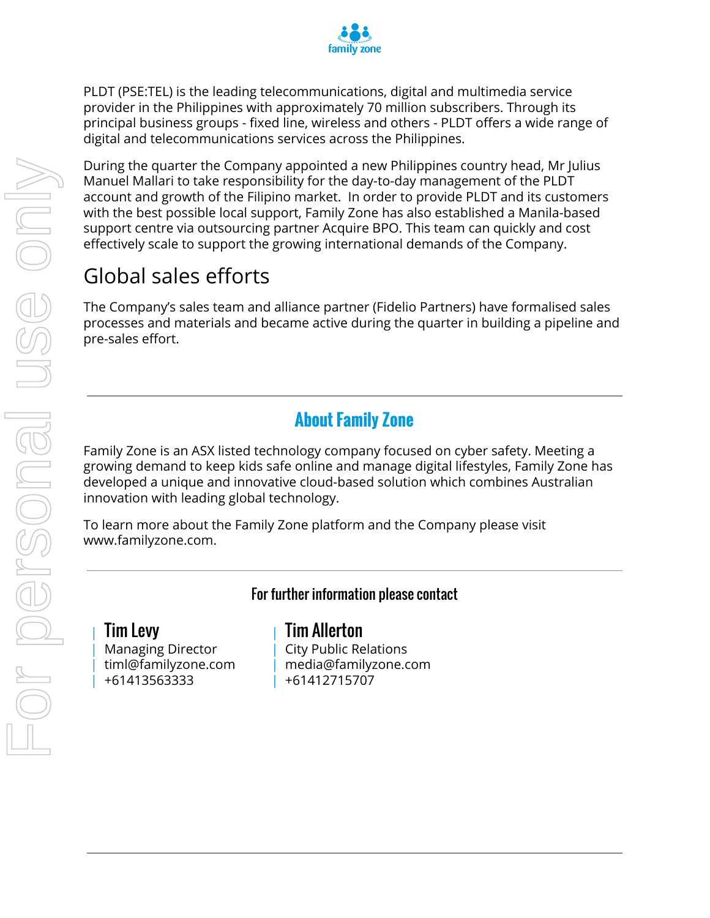PLDT (PSE:TEL) is the leading telecommunications, digital and multimedia service provider in the Philippines with approximately 70 million subscribers. Through its principal business groups - fixed line, wireless and others - PLDT offers a wide range of digital and telecommunications services across the Philippines.

During the quarter the Company appointed a new Philippines country head, Mr Julius Manuel Mallari to take responsibility for the day-to-day management of the PLDT account and growth of the Filipino market. In order to provide PLDT and its customers with the best possible local support, Family Zone has also established a Manila-based support centre via outsourcing partner Acquire BPO. This team can quickly and cost effectively scale to support the growing international demands of the Company.

## Global sales efforts

The Company's sales team and alliance partner (Fidelio Partners) have formalised sales processes and materials and became active during the quarter in building a pipeline and pre-sales effort.

---

## About Family Zone

Family Zone is an ASX listed technology company focused on cyber safety. Meeting a growing demand to keep kids safe online and manage digital lifestyles, Family Zone has developed a unique and innovative cloud-based solution which combines Australian innovation with leading global technology.

To learn more about the Family Zone platform and the Company please visit www.familyzone.com.

---

### For further information please contact

**Tim Levy**
Managing Director
timl@familyzone.com
+61413563333

**Tim Allerton**
City Public Relations
media@familyzone.com
+61412715707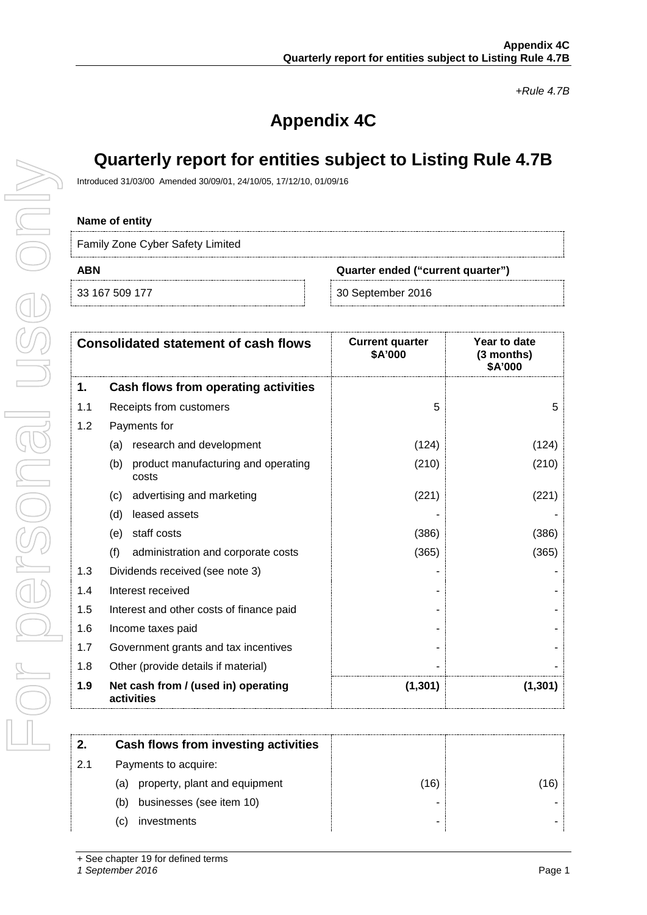*+Rule 4.7B*

# Appendix 4C

# Quarterly report for entities subject to Listing Rule 4.7B

Introduced 31/03/00 Amended 30/09/01, 24/10/05, 17/12/10, 01/09/16

**Name of entity**

Family Zone Cyber Safety Limited

| ABN | Quarter ended ("current quarter") |
|---|---|
| 33 167 509 177 | 30 September 2016 |

| Consolidated statement of cash flows | | Current quarter $A'000 | Year to date (3 months) $A'000 |
|---|---|---|---|
| **1.** | **Cash flows from operating activities** | | |
| 1.1 | Receipts from customers | 5 | 5 |
| 1.2 | Payments for | | |
| | (a) research and development | (124) | (124) |
| | (b) product manufacturing and operating costs | (210) | (210) |
| | (c) advertising and marketing | (221) | (221) |
| | (d) leased assets | - | - |
| | (e) staff costs | (386) | (386) |
| | (f) administration and corporate costs | (365) | (365) |
| 1.3 | Dividends received (see note 3) | - | - |
| 1.4 | Interest received | - | - |
| 1.5 | Interest and other costs of finance paid | - | - |
| 1.6 | Income taxes paid | - | - |
| 1.7 | Government grants and tax incentives | - | - |
| 1.8 | Other (provide details if material) | - | - |
| **1.9** | **Net cash from / (used in) operating activities** | **(1,301)** | **(1,301)** |

| | | | |
|---|---|---|---|
| **2.** | **Cash flows from investing activities** | | |
| 2.1 | Payments to acquire: | | |
| | (a) property, plant and equipment | (16) | (16) |
| | (b) businesses (see item 10) | - | - |
| | (c) investments | - | - |

+ See chapter 19 for defined terms
*1 September 2016*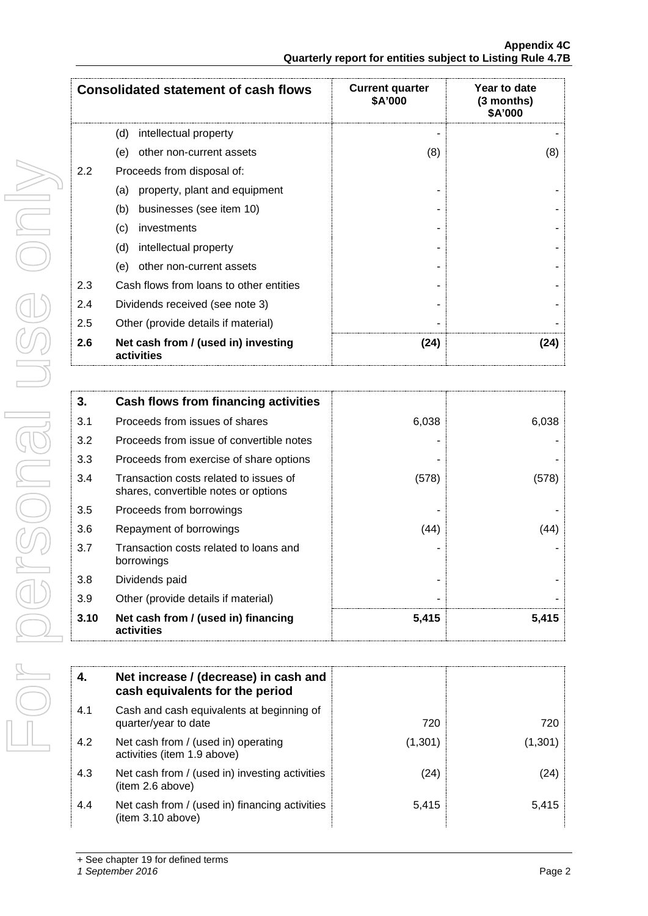| Consolidated statement of cash flows | | Current quarter $A'000 | Year to date (3 months) $A'000 |
|---|---|---|---|
| | (d) intellectual property | - | - |
| | (e) other non-current assets | (8) | (8) |
| 2.2 | Proceeds from disposal of: | | |
| | (a) property, plant and equipment | - | - |
| | (b) businesses (see item 10) | - | - |
| | (c) investments | - | - |
| | (d) intellectual property | - | - |
| | (e) other non-current assets | - | - |
| 2.3 | Cash flows from loans to other entities | - | - |
| 2.4 | Dividends received (see note 3) | - | - |
| 2.5 | Other (provide details if material) | - | - |
| **2.6** | **Net cash from / (used in) investing activities** | **(24)** | **(24)** |

| **3.** | **Cash flows from financing activities** | | |
|---|---|---|---|
| 3.1 | Proceeds from issues of shares | 6,038 | 6,038 |
| 3.2 | Proceeds from issue of convertible notes | - | - |
| 3.3 | Proceeds from exercise of share options | - | - |
| 3.4 | Transaction costs related to issues of shares, convertible notes or options | (578) | (578) |
| 3.5 | Proceeds from borrowings | - | - |
| 3.6 | Repayment of borrowings | (44) | (44) |
| 3.7 | Transaction costs related to loans and borrowings | - | - |
| 3.8 | Dividends paid | - | - |
| 3.9 | Other (provide details if material) | - | - |
| **3.10** | **Net cash from / (used in) financing activities** | **5,415** | **5,415** |

| **4.** | **Net increase / (decrease) in cash and cash equivalents for the period** | | |
|---|---|---|---|
| 4.1 | Cash and cash equivalents at beginning of quarter/year to date | 720 | 720 |
| 4.2 | Net cash from / (used in) operating activities (item 1.9 above) | (1,301) | (1,301) |
| 4.3 | Net cash from / (used in) investing activities (item 2.6 above) | (24) | (24) |
| 4.4 | Net cash from / (used in) financing activities (item 3.10 above) | 5,415 | 5,415 |

+ See chapter 19 for defined terms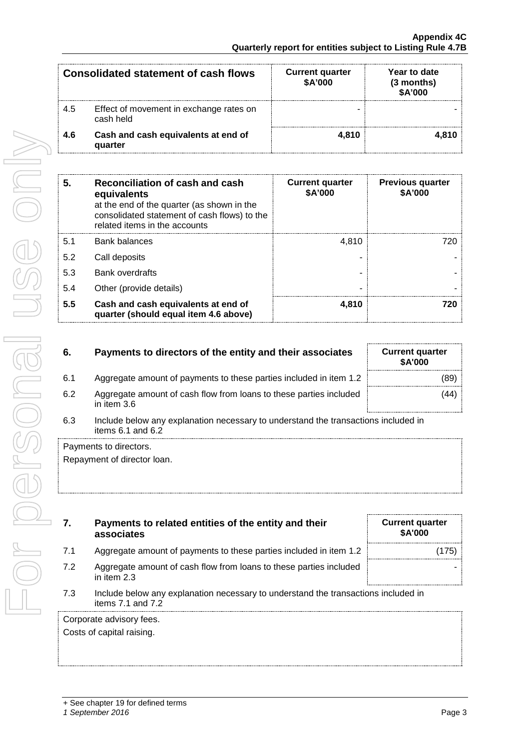| Consolidated statement of cash flows | | Current quarter $A'000 | Year to date (3 months) $A'000 |
|---|---|---|---|
| 4.5 | Effect of movement in exchange rates on cash held | - | - |
| **4.6** | **Cash and cash equivalents at end of quarter** | **4,810** | **4,810** |

| **5.** | **Reconciliation of cash and cash equivalents** at the end of the quarter (as shown in the consolidated statement of cash flows) to the related items in the accounts | **Current quarter $A'000** | **Previous quarter $A'000** |
|---|---|---|---|
| 5.1 | Bank balances | 4,810 | 720 |
| 5.2 | Call deposits | - | - |
| 5.3 | Bank overdrafts | - | - |
| 5.4 | Other (provide details) | - | - |
| **5.5** | **Cash and cash equivalents at end of quarter (should equal item 4.6 above)** | **4,810** | **720** |

| **6.** | **Payments to directors of the entity and their associates** | **Current quarter $A'000** |
|---|---|---|
| 6.1 | Aggregate amount of payments to these parties included in item 1.2 | (89) |
| 6.2 | Aggregate amount of cash flow from loans to these parties included in item 3.6 | (44) |

6.3 Include below any explanation necessary to understand the transactions included in items 6.1 and 6.2

Payments to directors.
Repayment of director loan.

| **7.** | **Payments to related entities of the entity and their associates** | **Current quarter $A'000** |
|---|---|---|
| 7.1 | Aggregate amount of payments to these parties included in item 1.2 | (175) |
| 7.2 | Aggregate amount of cash flow from loans to these parties included in item 2.3 | - |

7.3 Include below any explanation necessary to understand the transactions included in items 7.1 and 7.2

Corporate advisory fees.
Costs of capital raising.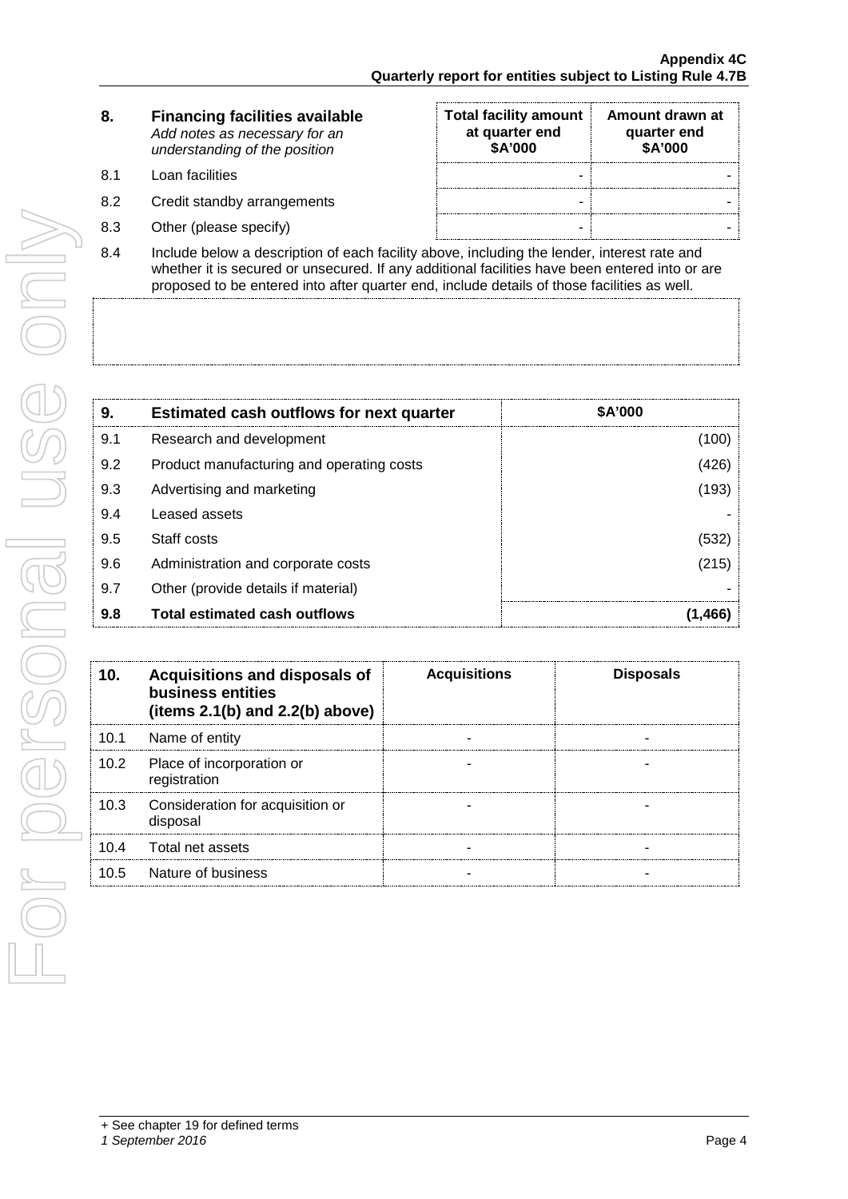| 8. | Financing facilities available<br>*Add notes as necessary for an understanding of the position* | Total facility amount at quarter end<br>$A'000 | Amount drawn at quarter end<br>$A'000 |
|---|---|---|---|
| 8.1 | Loan facilities | - | - |
| 8.2 | Credit standby arrangements | - | - |
| 8.3 | Other (please specify) | - | - |

8.4 Include below a description of each facility above, including the lender, interest rate and whether it is secured or unsecured. If any additional facilities have been entered into or are proposed to be entered into after quarter end, include details of those facilities as well.

| 9. | Estimated cash outflows for next quarter | $A'000 |
|---|---|---|
| 9.1 | Research and development | (100) |
| 9.2 | Product manufacturing and operating costs | (426) |
| 9.3 | Advertising and marketing | (193) |
| 9.4 | Leased assets | - |
| 9.5 | Staff costs | (532) |
| 9.6 | Administration and corporate costs | (215) |
| 9.7 | Other (provide details if material) | - |
| **9.8** | **Total estimated cash outflows** | **(1,466)** |

| 10. | Acquisitions and disposals of business entities (items 2.1(b) and 2.2(b) above) | Acquisitions | Disposals |
|---|---|---|---|
| 10.1 | Name of entity | - | - |
| 10.2 | Place of incorporation or registration | - | - |
| 10.3 | Consideration for acquisition or disposal | - | - |
| 10.4 | Total net assets | - | - |
| 10.5 | Nature of business | - | - |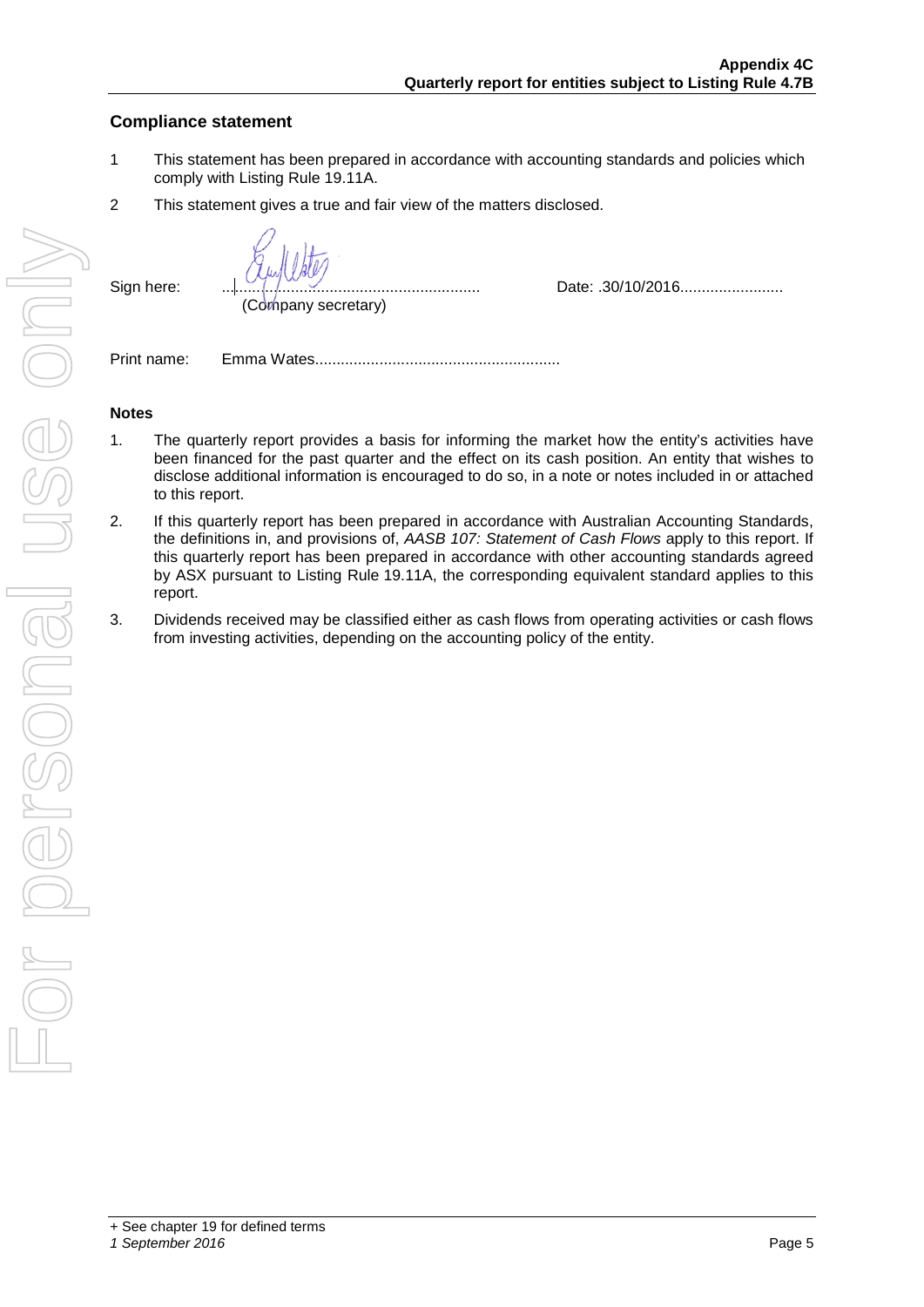## Compliance statement

1. This statement has been prepared in accordance with accounting standards and policies which comply with Listing Rule 19.11A.
2. This statement gives a true and fair view of the matters disclosed.

Sign here: ............................................................ Date: .30/10/2016........................
(Company secretary)

Print name: Emma Wates.........................................................

### Notes

1. The quarterly report provides a basis for informing the market how the entity's activities have been financed for the past quarter and the effect on its cash position. An entity that wishes to disclose additional information is encouraged to do so, in a note or notes included in or attached to this report.
2. If this quarterly report has been prepared in accordance with Australian Accounting Standards, the definitions in, and provisions of, *AASB 107: Statement of Cash Flows* apply to this report. If this quarterly report has been prepared in accordance with other accounting standards agreed by ASX pursuant to Listing Rule 19.11A, the corresponding equivalent standard applies to this report.
3. Dividends received may be classified either as cash flows from operating activities or cash flows from investing activities, depending on the accounting policy of the entity.